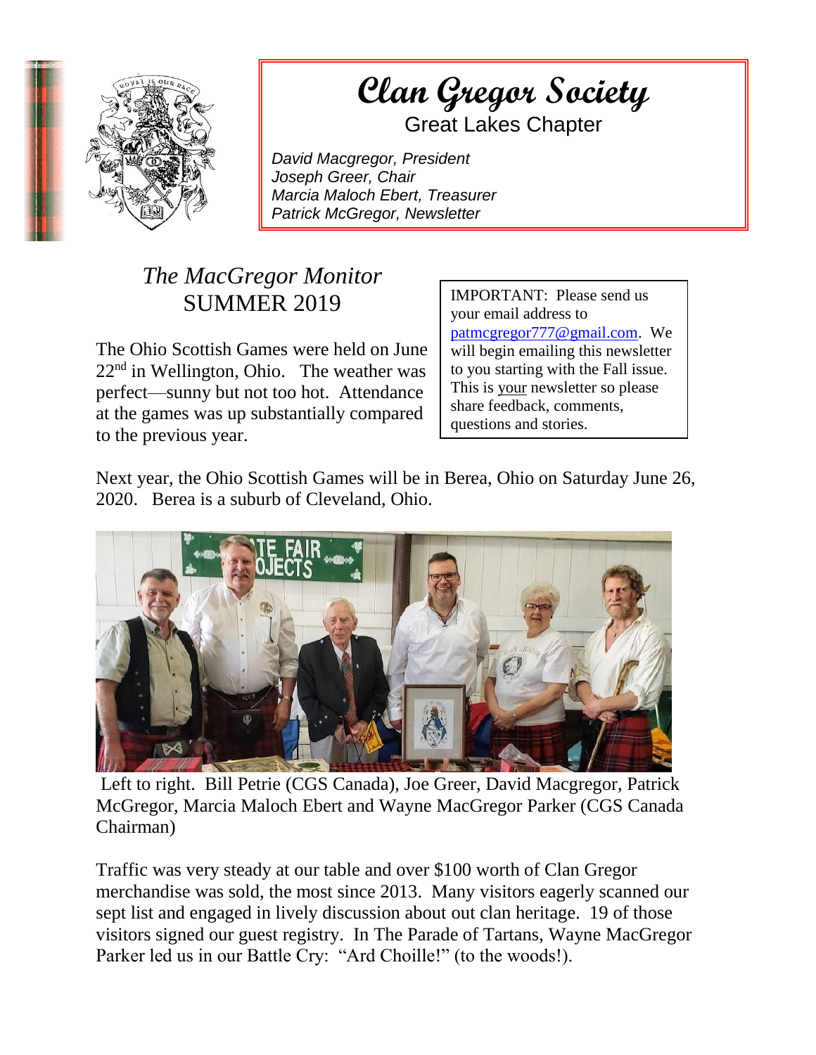# Clan Gregor Society

Great Lakes Chapter

*David Macgregor, President*
*Joseph Greer, Chair*
*Marcia Maloch Ebert, Treasurer*
*Patrick McGregor, Newsletter*

## *The MacGregor Monitor*
## SUMMER 2019

The Ohio Scottish Games were held on June 22nd in Wellington, Ohio. The weather was perfect—sunny but not too hot. Attendance at the games was up substantially compared to the previous year.

> IMPORTANT: Please send us your email address to patmcgregor777@gmail.com. We will begin emailing this newsletter to you starting with the Fall issue. This is <u>your</u> newsletter so please share feedback, comments, questions and stories.

Next year, the Ohio Scottish Games will be in Berea, Ohio on Saturday June 26, 2020. Berea is a suburb of Cleveland, Ohio.

Left to right. Bill Petrie (CGS Canada), Joe Greer, David Macgregor, Patrick McGregor, Marcia Maloch Ebert and Wayne MacGregor Parker (CGS Canada Chairman)

Traffic was very steady at our table and over $100 worth of Clan Gregor merchandise was sold, the most since 2013. Many visitors eagerly scanned our sept list and engaged in lively discussion about out clan heritage. 19 of those visitors signed our guest registry. In The Parade of Tartans, Wayne MacGregor Parker led us in our Battle Cry: "Ard Choille!" (to the woods!).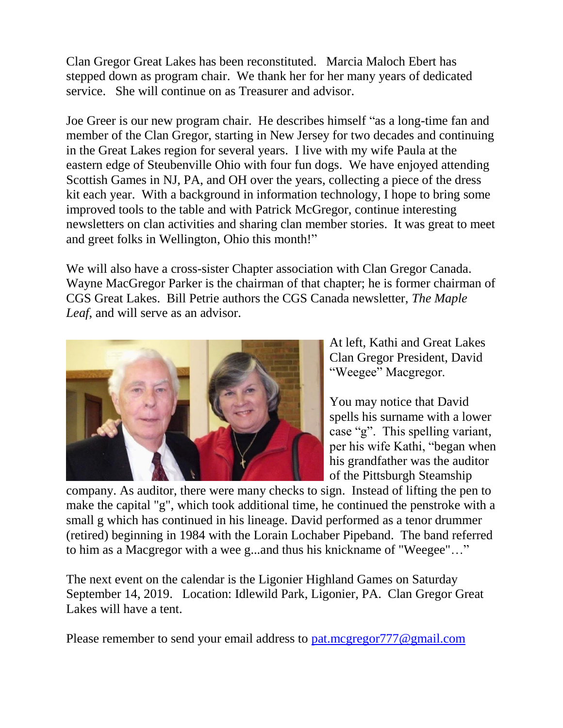Clan Gregor Great Lakes has been reconstituted. Marcia Maloch Ebert has stepped down as program chair. We thank her for her many years of dedicated service. She will continue on as Treasurer and advisor.

Joe Greer is our new program chair. He describes himself "as a long-time fan and member of the Clan Gregor, starting in New Jersey for two decades and continuing in the Great Lakes region for several years. I live with my wife Paula at the eastern edge of Steubenville Ohio with four fun dogs. We have enjoyed attending Scottish Games in NJ, PA, and OH over the years, collecting a piece of the dress kit each year. With a background in information technology, I hope to bring some improved tools to the table and with Patrick McGregor, continue interesting newsletters on clan activities and sharing clan member stories. It was great to meet and greet folks in Wellington, Ohio this month!"

We will also have a cross-sister Chapter association with Clan Gregor Canada. Wayne MacGregor Parker is the chairman of that chapter; he is former chairman of CGS Great Lakes. Bill Petrie authors the CGS Canada newsletter, *The Maple Leaf*, and will serve as an advisor.

At left, Kathi and Great Lakes Clan Gregor President, David "Weegee" Macgregor.

You may notice that David spells his surname with a lower case "g". This spelling variant, per his wife Kathi, "began when his grandfather was the auditor of the Pittsburgh Steamship company. As auditor, there were many checks to sign. Instead of lifting the pen to make the capital "g", which took additional time, he continued the penstroke with a small g which has continued in his lineage. David performed as a tenor drummer (retired) beginning in 1984 with the Lorain Lochaber Pipeband. The band referred to him as a Macgregor with a wee g...and thus his knickname of "Weegee"…"

The next event on the calendar is the Ligonier Highland Games on Saturday September 14, 2019. Location: Idlewild Park, Ligonier, PA. Clan Gregor Great Lakes will have a tent.

Please remember to send your email address to pat.mcgregor777@gmail.com